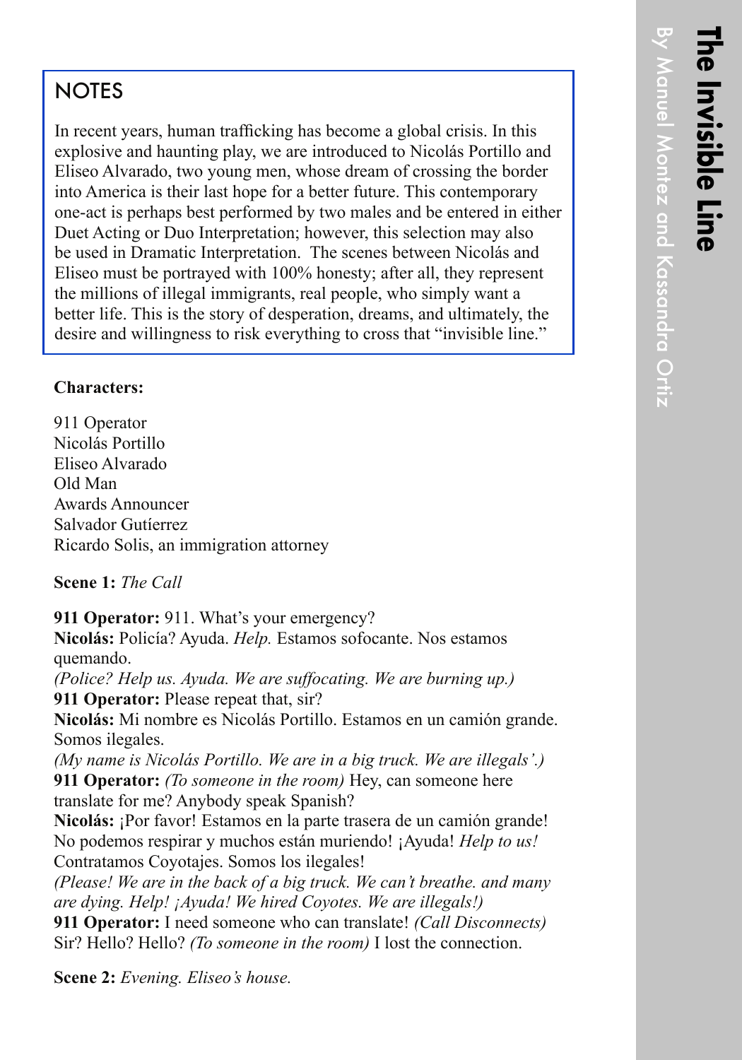# The Invisible Line

By Manuel Montez and Kassandra Ortiz

## NOTES

In recent years, human trafficking has become a global crisis. In this explosive and haunting play, we are introduced to Nicolás Portillo and Eliseo Alvarado, two young men, whose dream of crossing the border into America is their last hope for a better future. This contemporary one-act is perhaps best performed by two males and be entered in either Duet Acting or Duo Interpretation; however, this selection may also be used in Dramatic Interpretation. The scenes between Nicolás and Eliseo must be portrayed with 100% honesty; after all, they represent the millions of illegal immigrants, real people, who simply want a better life. This is the story of desperation, dreams, and ultimately, the desire and willingness to risk everything to cross that "invisible line."

**Characters:**

911 Operator
Nicolás Portillo
Eliseo Alvarado
Old Man
Awards Announcer
Salvador Gutíerrez
Ricardo Solis, an immigration attorney

**Scene 1:** *The Call*

**911 Operator:** 911. What's your emergency?
**Nicolás:** Policía? Ayuda. *Help.* Estamos sofocante. Nos estamos quemando.
*(Police? Help us. Ayuda. We are suffocating. We are burning up.)*
**911 Operator:** Please repeat that, sir?
**Nicolás:** Mi nombre es Nicolás Portillo. Estamos en un camión grande. Somos ilegales.
*(My name is Nicolás Portillo. We are in a big truck. We are illegals'.)*
**911 Operator:** *(To someone in the room)* Hey, can someone here translate for me? Anybody speak Spanish?
**Nicolás:** ¡Por favor! Estamos en la parte trasera de un camión grande! No podemos respirar y muchos están muriendo! ¡Ayuda! *Help to us!* Contratamos Coyotajes. Somos los ilegales!
*(Please! We are in the back of a big truck. We can't breathe. and many are dying. Help! ¡Ayuda! We hired Coyotes. We are illegals!)*
**911 Operator:** I need someone who can translate! *(Call Disconnects)* Sir? Hello? Hello? *(To someone in the room)* I lost the connection.

**Scene 2:** *Evening. Eliseo's house.*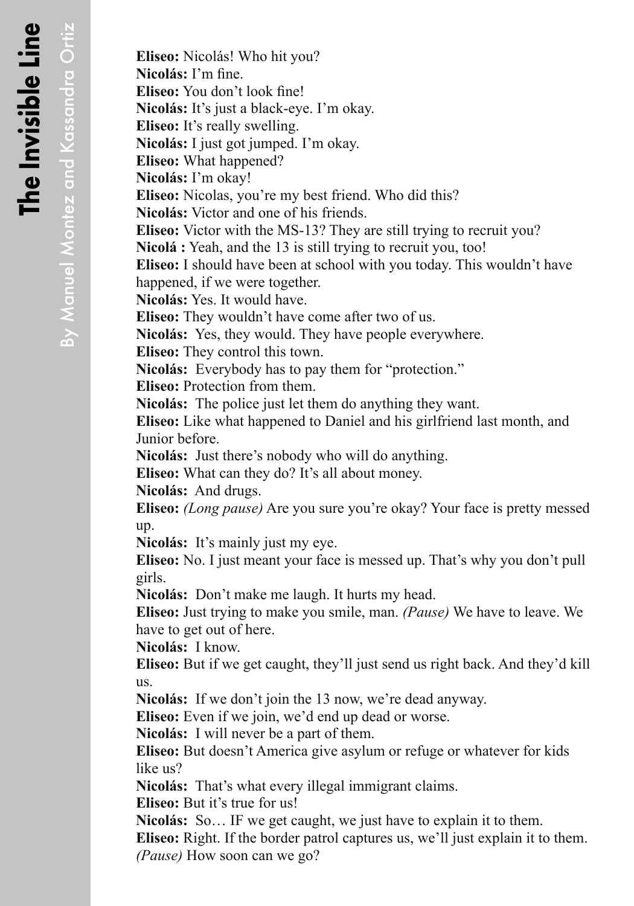**Eliseo:** Nicolás! Who hit you?
**Nicolás:** I'm fine.
**Eliseo:** You don't look fine!
**Nicolás:** It's just a black-eye. I'm okay.
**Eliseo:** It's really swelling.
**Nicolás:** I just got jumped. I'm okay.
**Eliseo:** What happened?
**Nicolás:** I'm okay!
**Eliseo:** Nicolas, you're my best friend. Who did this?
**Nicolás:** Victor and one of his friends.
**Eliseo:** Victor with the MS-13? They are still trying to recruit you?
**Nicolá :** Yeah, and the 13 is still trying to recruit you, too!
**Eliseo:** I should have been at school with you today. This wouldn't have happened, if we were together.
**Nicolás:** Yes. It would have.
**Eliseo:** They wouldn't have come after two of us.
**Nicolás:** Yes, they would. They have people everywhere.
**Eliseo:** They control this town.
**Nicolás:** Everybody has to pay them for "protection."
**Eliseo:** Protection from them.
**Nicolás:** The police just let them do anything they want.
**Eliseo:** Like what happened to Daniel and his girlfriend last month, and Junior before.
**Nicolás:** Just there's nobody who will do anything.
**Eliseo:** What can they do? It's all about money.
**Nicolás:** And drugs.
**Eliseo:** *(Long pause)* Are you sure you're okay? Your face is pretty messed up.
**Nicolás:** It's mainly just my eye.
**Eliseo:** No. I just meant your face is messed up. That's why you don't pull girls.
**Nicolás:** Don't make me laugh. It hurts my head.
**Eliseo:** Just trying to make you smile, man. *(Pause)* We have to leave. We have to get out of here.
**Nicolás:** I know.
**Eliseo:** But if we get caught, they'll just send us right back. And they'd kill us.
**Nicolás:** If we don't join the 13 now, we're dead anyway.
**Eliseo:** Even if we join, we'd end up dead or worse.
**Nicolás:** I will never be a part of them.
**Eliseo:** But doesn't America give asylum or refuge or whatever for kids like us?
**Nicolás:** That's what every illegal immigrant claims.
**Eliseo:** But it's true for us!
**Nicolás:** So… IF we get caught, we just have to explain it to them.
**Eliseo:** Right. If the border patrol captures us, we'll just explain it to them. *(Pause)* How soon can we go?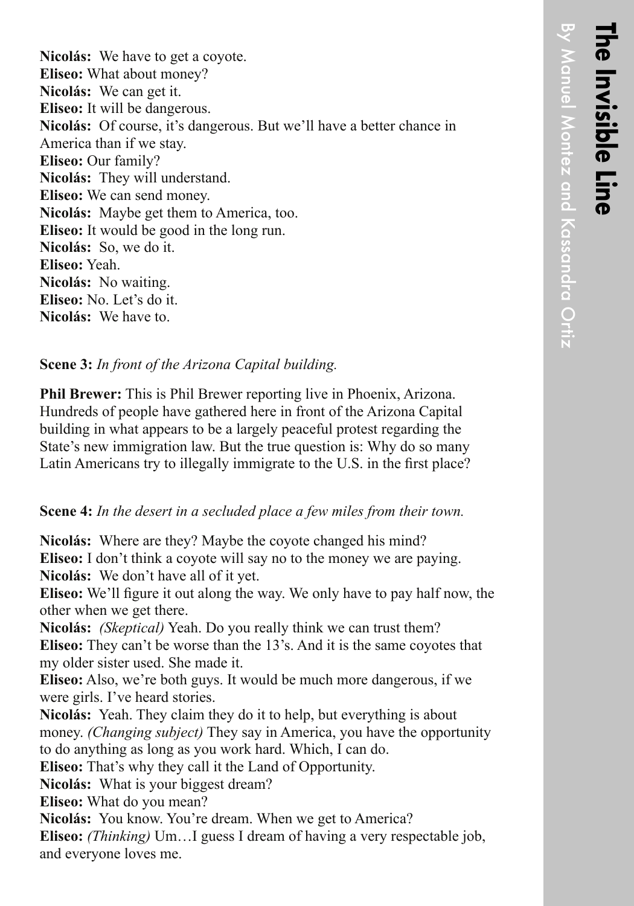**Nicolás:** We have to get a coyote.
**Eliseo:** What about money?
**Nicolás:** We can get it.
**Eliseo:** It will be dangerous.
**Nicolás:** Of course, it's dangerous. But we'll have a better chance in America than if we stay.
**Eliseo:** Our family?
**Nicolás:** They will understand.
**Eliseo:** We can send money.
**Nicolás:** Maybe get them to America, too.
**Eliseo:** It would be good in the long run.
**Nicolás:** So, we do it.
**Eliseo:** Yeah.
**Nicolás:** No waiting.
**Eliseo:** No. Let's do it.
**Nicolás:** We have to.

**Scene 3:** *In front of the Arizona Capital building.*

**Phil Brewer:** This is Phil Brewer reporting live in Phoenix, Arizona. Hundreds of people have gathered here in front of the Arizona Capital building in what appears to be a largely peaceful protest regarding the State's new immigration law. But the true question is: Why do so many Latin Americans try to illegally immigrate to the U.S. in the first place?

**Scene 4:** *In the desert in a secluded place a few miles from their town.*

**Nicolás:** Where are they? Maybe the coyote changed his mind?
**Eliseo:** I don't think a coyote will say no to the money we are paying.
**Nicolás:** We don't have all of it yet.
**Eliseo:** We'll figure it out along the way. We only have to pay half now, the other when we get there.
**Nicolás:** *(Skeptical)* Yeah. Do you really think we can trust them?
**Eliseo:** They can't be worse than the 13's. And it is the same coyotes that my older sister used. She made it.
**Eliseo:** Also, we're both guys. It would be much more dangerous, if we were girls. I've heard stories.
**Nicolás:** Yeah. They claim they do it to help, but everything is about money. *(Changing subject)* They say in America, you have the opportunity to do anything as long as you work hard. Which, I can do.
**Eliseo:** That's why they call it the Land of Opportunity.
**Nicolás:** What is your biggest dream?
**Eliseo:** What do you mean?
**Nicolás:** You know. You're dream. When we get to America?
**Eliseo:** *(Thinking)* Um…I guess I dream of having a very respectable job, and everyone loves me.